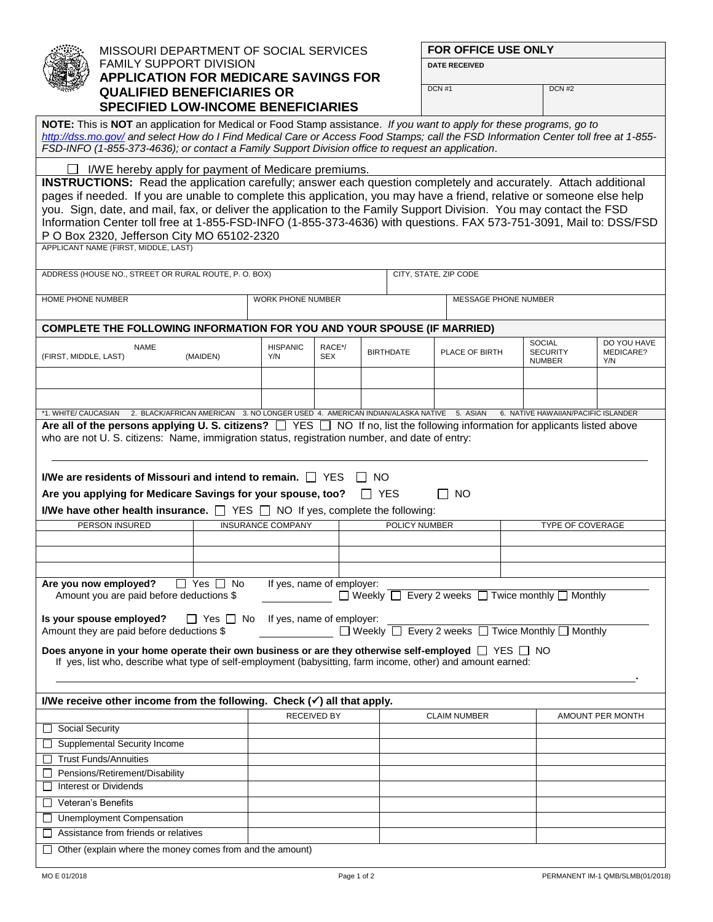MISSOURI DEPARTMENT OF SOCIAL SERVICES
FAMILY SUPPORT DIVISION

# APPLICATION FOR MEDICARE SAVINGS FOR QUALIFIED BENEFICIARIES OR SPECIFIED LOW-INCOME BENEFICIARIES

| FOR OFFICE USE ONLY | |
|---|---|
| DATE RECEIVED | |
| DCN #1 | DCN #2 |

**NOTE:** This is **NOT** an application for Medical or Food Stamp assistance. *If you want to apply for these programs, go to http://dss.mo.gov/ and select How do I Find Medical Care or Access Food Stamps; call the FSD Information Center toll free at 1-855-FSD-INFO (1-855-373-4636); or contact a Family Support Division office to request an application*.

☐ I/WE hereby apply for payment of Medicare premiums.

**INSTRUCTIONS:** Read the application carefully; answer each question completely and accurately. Attach additional pages if needed. If you are unable to complete this application, you may have a friend, relative or someone else help you. Sign, date, and mail, fax, or deliver the application to the Family Support Division. You may contact the FSD Information Center toll free at 1-855-FSD-INFO (1-855-373-4636) with questions. FAX 573-751-3091, Mail to: DSS/FSD P O Box 2320, Jefferson City MO 65102-2320

| APPLICANT NAME (FIRST, MIDDLE, LAST) | | |
|---|---|---|
| ADDRESS (HOUSE NO., STREET OR RURAL ROUTE, P. O. BOX) | CITY, STATE, ZIP CODE | |
| HOME PHONE NUMBER | WORK PHONE NUMBER | MESSAGE PHONE NUMBER |

**COMPLETE THE FOLLOWING INFORMATION FOR YOU AND YOUR SPOUSE (IF MARRIED)**

| NAME (FIRST, MIDDLE, LAST) (MAIDEN) | HISPANIC Y/N | RACE*/ SEX | BIRTHDATE | PLACE OF BIRTH | SOCIAL SECURITY NUMBER | DO YOU HAVE MEDICARE? Y/N |
|---|---|---|---|---|---|---|
| | | | | | | |
| | | | | | | |

*1. WHITE/ CAUCASIAN 2. BLACK/AFRICAN AMERICAN 3. NO LONGER USED 4. AMERICAN INDIAN/ALASKA NATIVE 5. ASIAN 6. NATIVE HAWAIIAN/PACIFIC ISLANDER

**Are all of the persons applying U. S. citizens?** ☐ YES ☐ NO If no, list the following information for applicants listed above who are not U. S. citizens: Name, immigration status, registration number, and date of entry:

______________________________________________________________________

**I/We are residents of Missouri and intend to remain.** ☐ YES ☐ NO

**Are you applying for Medicare Savings for your spouse, too?** ☐ YES ☐ NO

**I/We have other health insurance.** ☐ YES ☐ NO If yes, complete the following:

| PERSON INSURED | INSURANCE COMPANY | POLICY NUMBER | TYPE OF COVERAGE |
|---|---|---|---|
| | | | |
| | | | |
| | | | |

**Are you now employed?** ☐ Yes ☐ No If yes, name of employer: ______________________
Amount you are paid before deductions $ __________ ☐ Weekly ☐ Every 2 weeks ☐ Twice monthly ☐ Monthly

**Is your spouse employed?** ☐ Yes ☐ No If yes, name of employer: ______________________
Amount they are paid before deductions $ __________ ☐ Weekly ☐ Every 2 weeks ☐ Twice Monthly ☐ Monthly

**Does anyone in your home operate their own business or are they otherwise self-employed** ☐ YES ☐ NO
If yes, list who, describe what type of self-employment (babysitting, farm income, other) and amount earned:

______________________________________________________________________.

**I/We receive other income from the following. Check (✓) all that apply.**

| | RECEIVED BY | CLAIM NUMBER | AMOUNT PER MONTH |
|---|---|---|---|
| ☐ Social Security | | | |
| ☐ Supplemental Security Income | | | |
| ☐ Trust Funds/Annuities | | | |
| ☐ Pensions/Retirement/Disability | | | |
| ☐ Interest or Dividends | | | |
| ☐ Veteran's Benefits | | | |
| ☐ Unemployment Compensation | | | |
| ☐ Assistance from friends or relatives | | | |
| ☐ Other (explain where the money comes from and the amount) | | | |

MO E 01/2018 PERMANENT IM-1 QMB/SLMB(01/2018)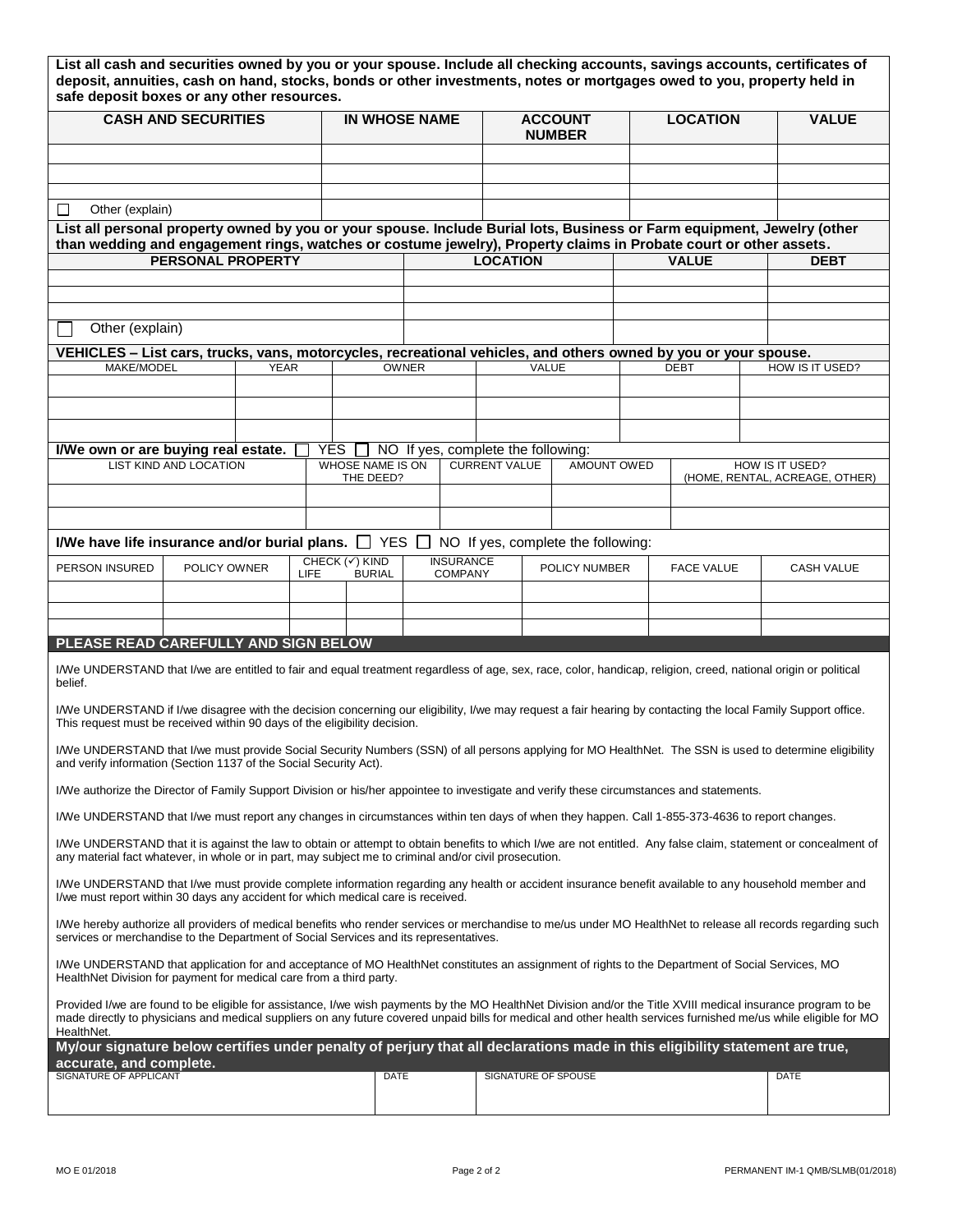**List all cash and securities owned by you or your spouse. Include all checking accounts, savings accounts, certificates of deposit, annuities, cash on hand, stocks, bonds or other investments, notes or mortgages owed to you, property held in safe deposit boxes or any other resources.**

| CASH AND SECURITIES | IN WHOSE NAME | ACCOUNT NUMBER | LOCATION | VALUE |
|---|---|---|---|---|
| | | | | |
| | | | | |
| | | | | |
| ☐ Other (explain) | | | | |

**List all personal property owned by you or your spouse. Include Burial lots, Business or Farm equipment, Jewelry (other than wedding and engagement rings, watches or costume jewelry), Property claims in Probate court or other assets.**

| PERSONAL PROPERTY | LOCATION | VALUE | DEBT |
|---|---|---|---|
| | | | |
| | | | |
| | | | |
| ☐ Other (explain) | | | |

**VEHICLES – List cars, trucks, vans, motorcycles, recreational vehicles, and others owned by you or your spouse.**

| MAKE/MODEL | YEAR | OWNER | VALUE | DEBT | HOW IS IT USED? |
|---|---|---|---|---|---|
| | | | | | |
| | | | | | |
| | | | | | |

**I/We own or are buying real estate.** ☐ YES ☐ NO If yes, complete the following:

| LIST KIND AND LOCATION | WHOSE NAME IS ON THE DEED? | CURRENT VALUE | AMOUNT OWED | HOW IS IT USED? (HOME, RENTAL, ACREAGE, OTHER) |
|---|---|---|---|---|
| | | | | |
| | | | | |

**I/We have life insurance and/or burial plans.** ☐ YES ☐ NO If yes, complete the following:

| PERSON INSURED | POLICY OWNER | CHECK (✓) KIND LIFE | CHECK (✓) KIND BURIAL | INSURANCE COMPANY | POLICY NUMBER | FACE VALUE | CASH VALUE |
|---|---|---|---|---|---|---|---|
| | | | | | | | |
| | | | | | | | |
| | | | | | | | |

## PLEASE READ CAREFULLY AND SIGN BELOW

I/We UNDERSTAND that I/we are entitled to fair and equal treatment regardless of age, sex, race, color, handicap, religion, creed, national origin or political belief.

I/We UNDERSTAND if I/we disagree with the decision concerning our eligibility, I/we may request a fair hearing by contacting the local Family Support office. This request must be received within 90 days of the eligibility decision.

I/We UNDERSTAND that I/we must provide Social Security Numbers (SSN) of all persons applying for MO HealthNet. The SSN is used to determine eligibility and verify information (Section 1137 of the Social Security Act).

I/We authorize the Director of Family Support Division or his/her appointee to investigate and verify these circumstances and statements.

I/We UNDERSTAND that I/we must report any changes in circumstances within ten days of when they happen. Call 1-855-373-4636 to report changes.

I/We UNDERSTAND that it is against the law to obtain or attempt to obtain benefits to which I/we are not entitled. Any false claim, statement or concealment of any material fact whatever, in whole or in part, may subject me to criminal and/or civil prosecution.

I/We UNDERSTAND that I/we must provide complete information regarding any health or accident insurance benefit available to any household member and I/we must report within 30 days any accident for which medical care is received.

I/We hereby authorize all providers of medical benefits who render services or merchandise to me/us under MO HealthNet to release all records regarding such services or merchandise to the Department of Social Services and its representatives.

I/We UNDERSTAND that application for and acceptance of MO HealthNet constitutes an assignment of rights to the Department of Social Services, MO HealthNet Division for payment for medical care from a third party.

Provided I/we are found to be eligible for assistance, I/we wish payments by the MO HealthNet Division and/or the Title XVIII medical insurance program to be made directly to physicians and medical suppliers on any future covered unpaid bills for medical and other health services furnished me/us while eligible for MO HealthNet.

**My/our signature below certifies under penalty of perjury that all declarations made in this eligibility statement are true, accurate, and complete.**

| SIGNATURE OF APPLICANT | DATE | SIGNATURE OF SPOUSE | DATE |
|---|---|---|---|
| | | | |

MO E 01/2018

PERMANENT IM-1 QMB/SLMB(01/2018)